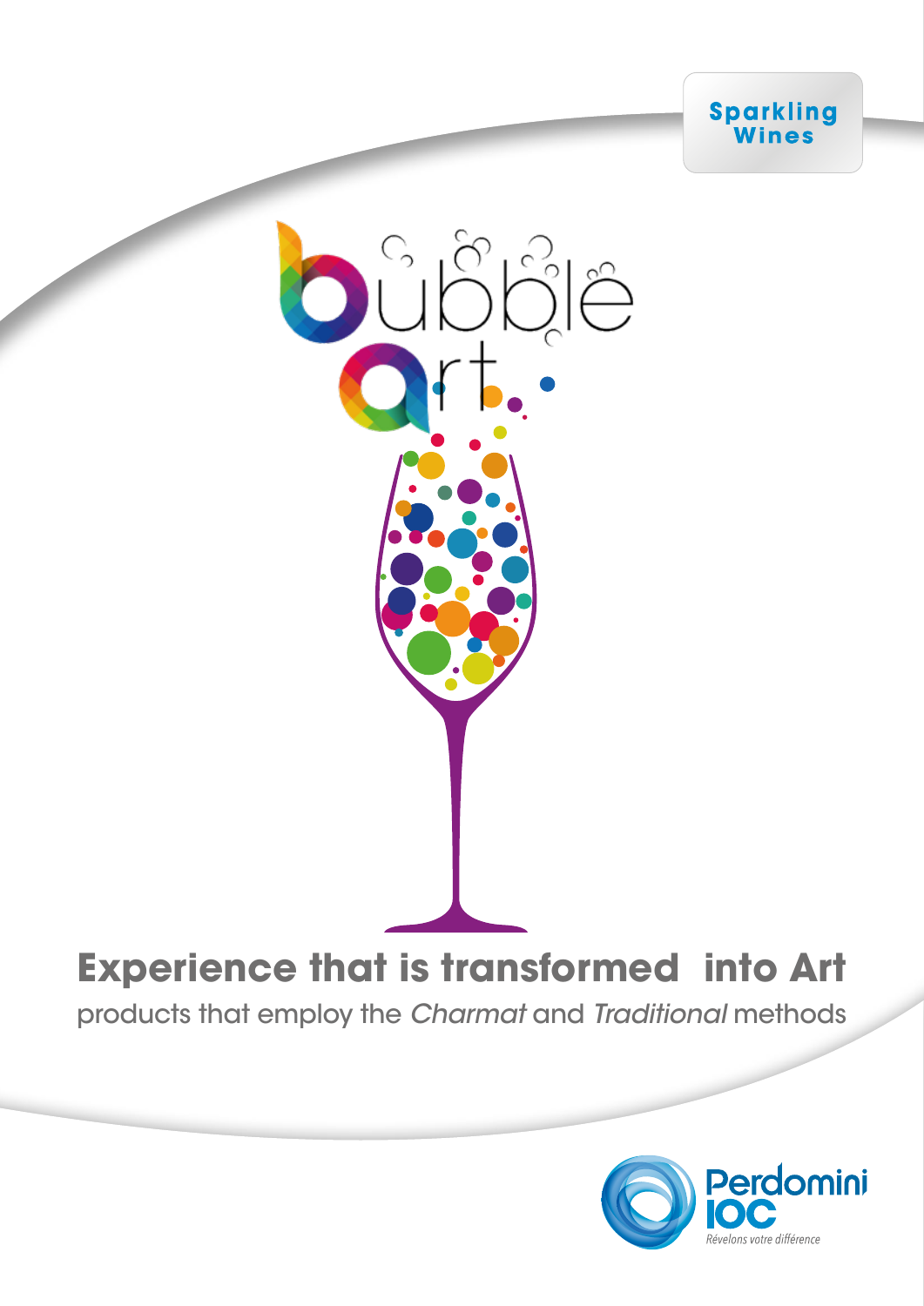Sparkling Wines

# bubble Art

## Experience that is transformed into Art

products that employ the *Charmat* and *Traditional* methods

Perdomini IOC

*Révelons votre différence*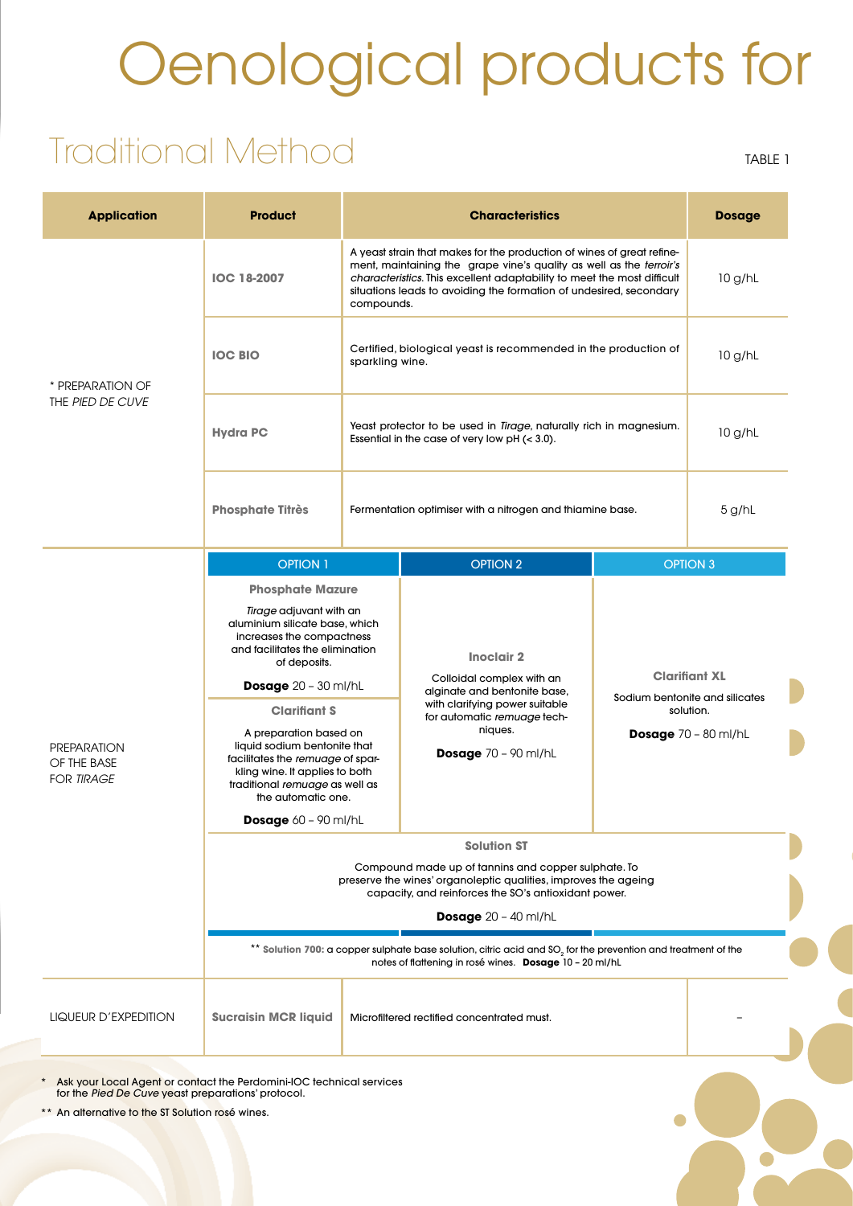# Oenological products for

## Traditional Method

TABLE 1

| Application | Product | Characteristics | Dosage |
| --- | --- | --- | --- |
| * PREPARATION OF THE *PIED DE CUVE* | **IOC 18-2007** | A yeast strain that makes for the production of wines of great refinement, maintaining the grape vine's quality as well as the *terroir's characteristics*. This excellent adaptability to meet the most difficult situations leads to avoiding the formation of undesired, secondary compounds. | 10 g/hL |
| | **IOC BIO** | Certified, biological yeast is recommended in the production of sparkling wine. | 10 g/hL |
| | **Hydra PC** | Yeast protector to be used in *Tirage*, naturally rich in magnesium. Essential in the case of very low pH (< 3.0). | 10 g/hL |
| | **Phosphate Titrès** | Fermentation optimiser with a nitrogen and thiamine base. | 5 g/hL |
| LIQUEUR D'EXPEDITION | **Sucraisin MCR liquid** | Microfiltered rectified concentrated must. | – |

**PREPARATION OF THE BASE FOR *TIRAGE***

| OPTION 1 | OPTION 2 | OPTION 3 |
| --- | --- | --- |
| **Phosphate Mazure** – *Tirage* adjuvant with an aluminium silicate base, which increases the compactness and facilitates the elimination of deposits. **Dosage** 20 – 30 ml/hL | **Inoclair 2** – Colloidal complex with an alginate and bentonite base, with clarifying power suitable for automatic *remuage* techniques. **Dosage** 70 – 90 ml/hL | **Clarifiant XL** – Sodium bentonite and silicates solution. **Dosage** 70 – 80 ml/hL |
| **Clarifiant S** – A preparation based on liquid sodium bentonite that facilitates the *remuage* of sparkling wine. It applies to both traditional *remuage* as well as the automatic one. **Dosage** 60 – 90 ml/hL | | |

**Solution ST**

Compound made up of tannins and copper sulphate. To preserve the wines' organoleptic qualities, improves the ageing capacity, and reinforces the SO's antioxidant power.

**Dosage** 20 – 40 ml/hL

** **Solution 700:** a copper sulphate base solution, citric acid and $SO_2$ for the prevention and treatment of the notes of flattening in rosé wines. **Dosage** 10 – 20 ml/hL

\* Ask your Local Agent or contact the Perdomini-IOC technical services for the *Pied De Cuve* yeast preparations' protocol.

** An alternative to the ST Solution rosé wines.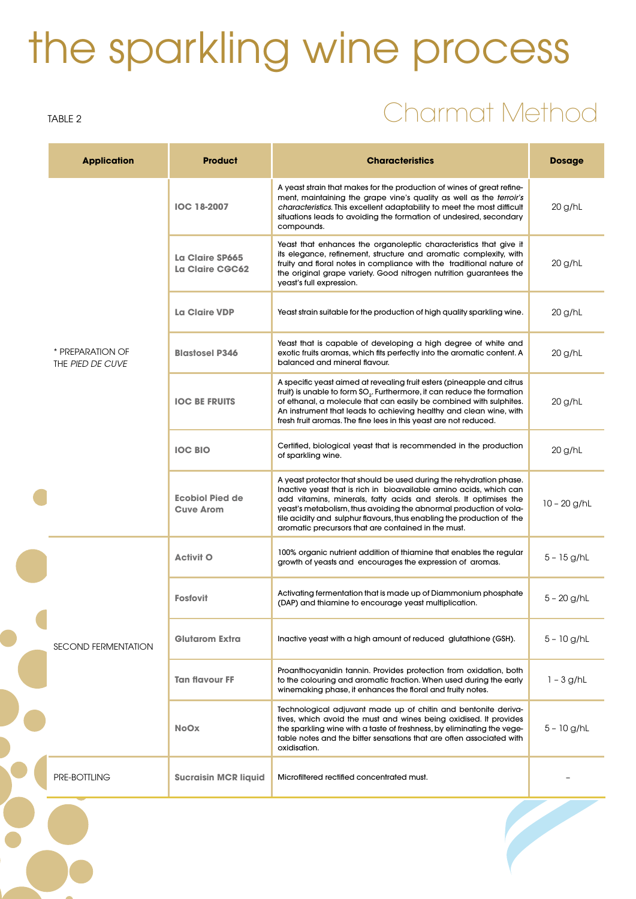# the sparkling wine process

TABLE 2

## Charmat Method

| Application | Product | Characteristics | Dosage |
|---|---|---|---|
| * PREPARATION OF THE *PIED DE CUVE* | **IOC 18-2007** | A yeast strain that makes for the production of wines of great refinement, maintaining the grape vine's quality as well as the *terroir's characteristics*. This excellent adaptability to meet the most difficult situations leads to avoiding the formation of undesired, secondary compounds. | 20 g/hL |
| | **La Claire SP665** **La Claire CGC62** | Yeast that enhances the organoleptic characteristics that give it its elegance, refinement, structure and aromatic complexity, with fruity and floral notes in compliance with the traditional nature of the original grape variety. Good nitrogen nutrition guarantees the yeast's full expression. | 20 g/hL |
| | **La Claire VDP** | Yeast strain suitable for the production of high quality sparkling wine. | 20 g/hL |
| | **Blastosel P346** | Yeast that is capable of developing a high degree of white and exotic fruits aromas, which fits perfectly into the aromatic content. A balanced and mineral flavour. | 20 g/hL |
| | **IOC BE FRUITS** | A specific yeast aimed at revealing fruit esters (pineapple and citrus fruit) is unable to form $SO_2$. Furthermore, it can reduce the formation of ethanal, a molecule that can easily be combined with sulphites. An instrument that leads to achieving healthy and clean wine, with fresh fruit aromas. The fine lees in this yeast are not reduced. | 20 g/hL |
| | **IOC BIO** | Certified, biological yeast that is recommended in the production of sparkling wine. | 20 g/hL |
| | **Ecobiol Pied de Cuve Arom** | A yeast protector that should be used during the rehydration phase. Inactive yeast that is rich in bioavailable amino acids, which can add vitamins, minerals, fatty acids and sterols. It optimises the yeast's metabolism, thus avoiding the abnormal production of volatile acidity and sulphur flavours, thus enabling the production of the aromatic precursors that are contained in the must. | 10 – 20 g/hL |
| SECOND FERMENTATION | **Activit O** | 100% organic nutrient addition of thiamine that enables the regular growth of yeasts and encourages the expression of aromas. | 5 – 15 g/hL |
| | **Fosfovit** | Activating fermentation that is made up of Diammonium phosphate (DAP) and thiamine to encourage yeast multiplication. | 5 – 20 g/hL |
| | **Glutarom Extra** | Inactive yeast with a high amount of reduced glutathione (GSH). | 5 – 10 g/hL |
| | **Tan flavour FF** | Proanthocyanidin tannin. Provides protection from oxidation, both to the colouring and aromatic fraction. When used during the early winemaking phase, it enhances the floral and fruity notes. | 1 – 3 g/hL |
| | **NoOx** | Technological adjuvant made up of chitin and bentonite derivatives, which avoid the must and wines being oxidised. It provides the sparkling wine with a taste of freshness, by eliminating the vegetable notes and the bitter sensations that are often associated with oxidisation. | 5 – 10 g/hL |
| PRE-BOTTLING | **Sucraisin MCR liquid** | Microfiltered rectified concentrated must. | – |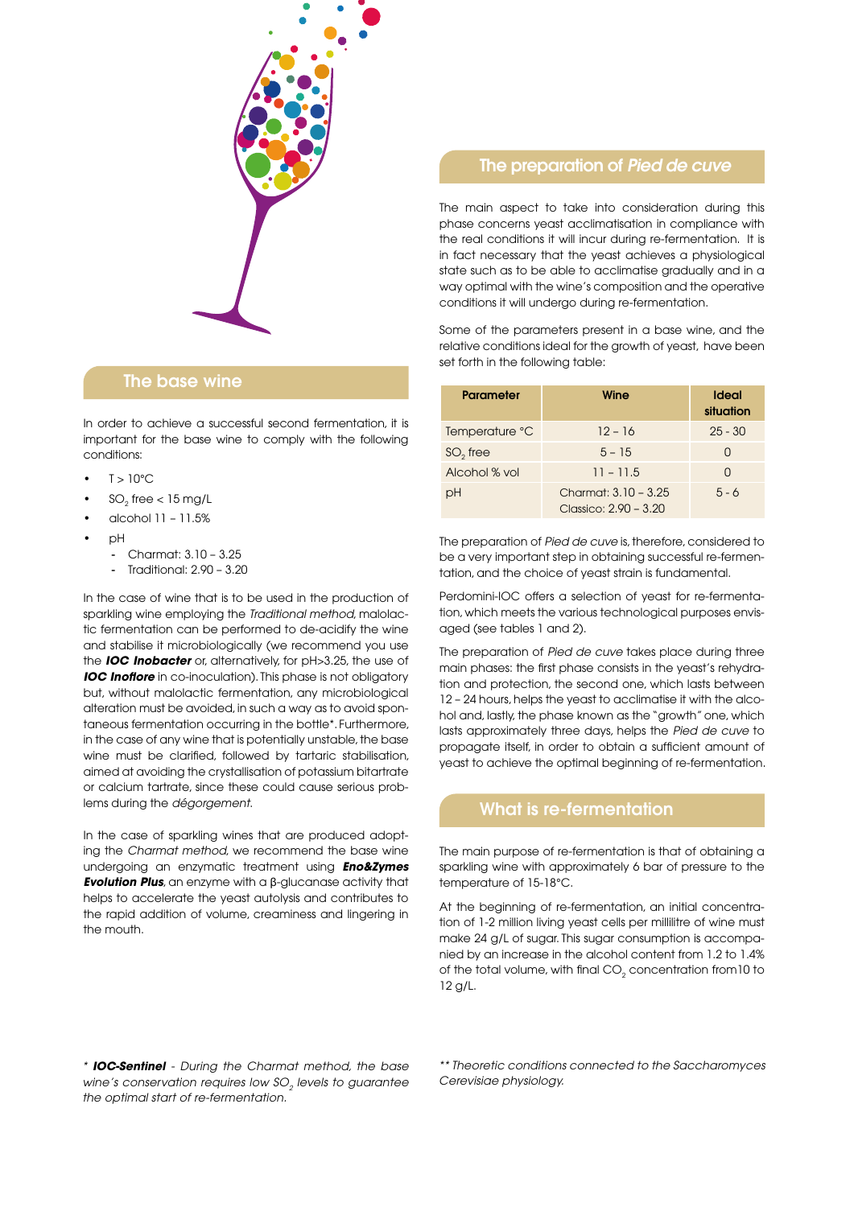## The base wine

In order to achieve a successful second fermentation, it is important for the base wine to comply with the following conditions:

- T > 10°C
- $SO_2$ free < 15 mg/L
- alcohol 11 – 11.5%
- pH
  - Charmat: 3.10 – 3.25
  - Traditional: 2.90 – 3.20

In the case of wine that is to be used in the production of sparkling wine employing the *Traditional method*, malolactic fermentation can be performed to de-acidify the wine and stabilise it microbiologically (we recommend you use the ***IOC Inobacter*** or, alternatively, for pH>3.25, the use of ***IOC Inoflore*** in co-inoculation). This phase is not obligatory but, without malolactic fermentation, any microbiological alteration must be avoided, in such a way as to avoid spontaneous fermentation occurring in the bottle*. Furthermore, in the case of any wine that is potentially unstable, the base wine must be clarified, followed by tartaric stabilisation, aimed at avoiding the crystallisation of potassium bitartrate or calcium tartrate, since these could cause serious problems during the *dégorgement.*

In the case of sparkling wines that are produced adopting the *Charmat method,* we recommend the base wine undergoing an enzymatic treatment using ***Eno&Zymes Evolution Plus***, an enzyme with a β-glucanase activity that helps to accelerate the yeast autolysis and contributes to the rapid addition of volume, creaminess and lingering in the mouth.

## The preparation of *Pied de cuve*

The main aspect to take into consideration during this phase concerns yeast acclimatisation in compliance with the real conditions it will incur during re-fermentation. It is in fact necessary that the yeast achieves a physiological state such as to be able to acclimatise gradually and in a way optimal with the wine's composition and the operative conditions it will undergo during re-fermentation.

Some of the parameters present in a base wine, and the relative conditions ideal for the growth of yeast, have been set forth in the following table:

| Parameter | Wine | Ideal situation |
|---|---|---|
| Temperature °C | 12 – 16 | 25 - 30 |
| $SO_2$ free | 5 – 15 | 0 |
| Alcohol % vol | 11 – 11.5 | 0 |
| pH | Charmat: 3.10 – 3.25<br>Classico: 2.90 – 3.20 | 5 - 6 |

The preparation of *Pied de cuve* is, therefore, considered to be a very important step in obtaining successful re-fermentation, and the choice of yeast strain is fundamental.

Perdomini-IOC offers a selection of yeast for re-fermentation, which meets the various technological purposes envisaged (see tables 1 and 2).

The preparation of *Pied de cuve* takes place during three main phases: the first phase consists in the yeast's rehydration and protection, the second one, which lasts between 12 – 24 hours, helps the yeast to acclimatise it with the alcohol and, lastly, the phase known as the "growth" one, which lasts approximately three days, helps the *Pied de cuve* to propagate itself, in order to obtain a sufficient amount of yeast to achieve the optimal beginning of re-fermentation.

## What is re-fermentation

The main purpose of re-fermentation is that of obtaining a sparkling wine with approximately 6 bar of pressure to the temperature of 15-18°C.

At the beginning of re-fermentation, an initial concentration of 1-2 million living yeast cells per millilitre of wine must make 24 g/L of sugar. This sugar consumption is accompanied by an increase in the alcohol content from 1.2 to 1.4% of the total volume, with final $CO_2$ concentration from10 to 12 g/L.

\* ***IOC-Sentinel*** *- During the Charmat method, the base wine's conservation requires low $SO_2$ levels to guarantee the optimal start of re-fermentation.*

*\*\* Theoretic conditions connected to the Saccharomyces Cerevisiae physiology.*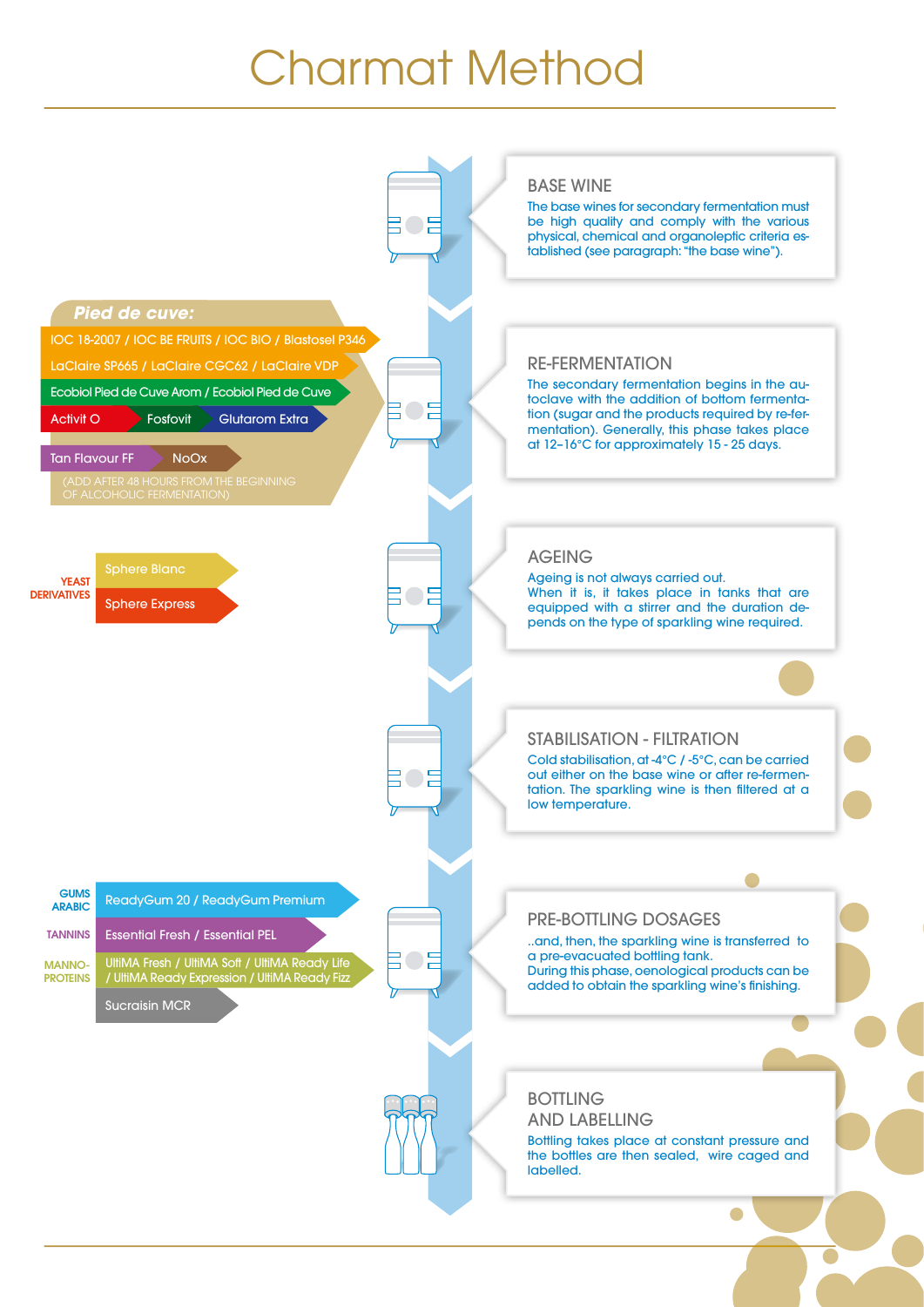# Charmat Method

## BASE WINE

The base wines for secondary fermentation must be high quality and comply with the various physical, chemical and organoleptic criteria established (see paragraph: "the base wine").

## RE-FERMENTATION

The secondary fermentation begins in the autoclave with the addition of bottom fermentation (sugar and the products required by re-fermentation). Generally, this phase takes place at 12-16°C for approximately 15 - 25 days.

**Pied de cuve:**

- IOC 18-2007 / IOC BE FRUITS / IOC BIO / Blastosel P346
- LaClaire SP665 / LaClaire CGC62 / LaClaire VDP
- Ecobiol Pied de Cuve Arom / Ecobiol Pied de Cuve
- Activit O / Fosfovit / Glutarom Extra
- Tan Flavour FF / NoOx

(ADD AFTER 48 HOURS FROM THE BEGINNING OF ALCOHOLIC FERMENTATION)

## AGEING

Ageing is not always carried out.
When it is, it takes place in tanks that are equipped with a stirrer and the duration depends on the type of sparkling wine required.

**YEAST DERIVATIVES**

- Sphere Blanc
- Sphere Express

## STABILISATION - FILTRATION

Cold stabilisation, at -4°C / -5°C, can be carried out either on the base wine or after re-fermentation. The sparkling wine is then filtered at a low temperature.

## PRE-BOTTLING DOSAGES

..and, then, the sparkling wine is transferred to a pre-evacuated bottling tank.
During this phase, oenological products can be added to obtain the sparkling wine's finishing.

- **GUMS ARABIC:** ReadyGum 20 / ReadyGum Premium
- **TANNINS:** Essential Fresh / Essential PEL
- **MANNO-PROTEINS:** UltiMA Fresh / UltiMA Soft / UltiMA Ready Life / UltiMA Ready Expression / UltiMA Ready Fizz
- Sucraisin MCR

## BOTTLING AND LABELLING

Bottling takes place at constant pressure and the bottles are then sealed, wire caged and labelled.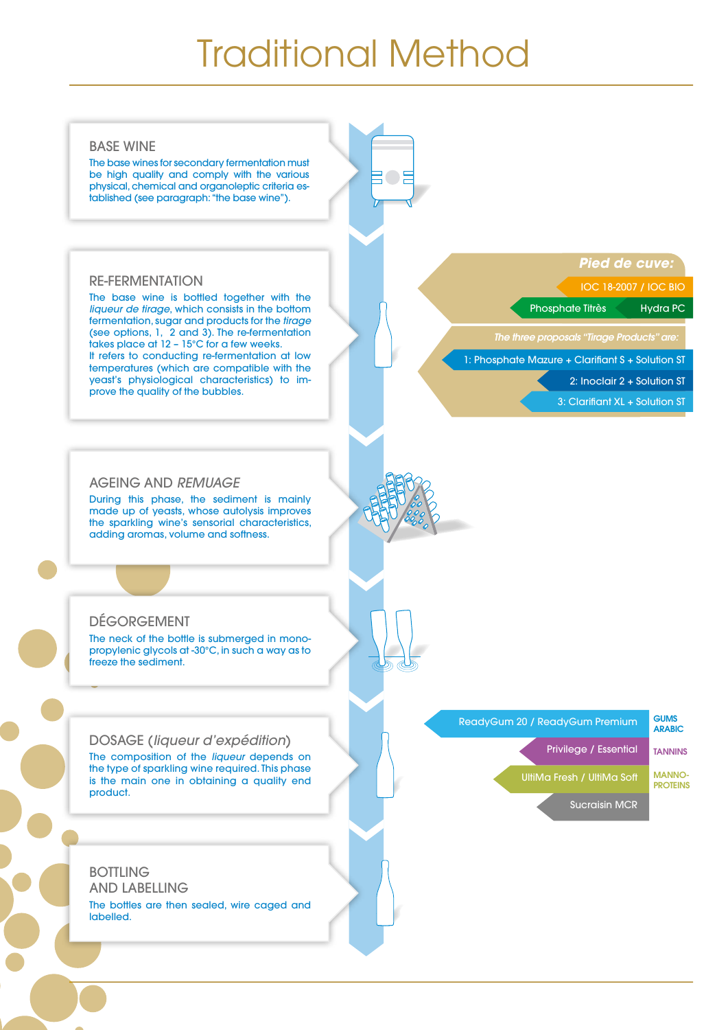# Traditional Method

## BASE WINE

The base wines for secondary fermentation must be high quality and comply with the various physical, chemical and organoleptic criteria established (see paragraph: "the base wine").

## RE-FERMENTATION

The base wine is bottled together with the *liqueur de tirage*, which consists in the bottom fermentation, sugar and products for the *tirage* (see options, 1, 2 and 3). The re-fermentation takes place at 12 – 15°C for a few weeks.
It refers to conducting re-fermentation at low temperatures (which are compatible with the yeast's physiological characteristics) to improve the quality of the bubbles.

***Pied de cuve:***

- IOC 18-2007 / IOC BIO
- Phosphate Titrès
- Hydra PC

*The three proposals "Tirage Products" are:*

- 1: Phosphate Mazure + Clarifiant S + Solution ST
- 2: Inoclair 2 + Solution ST
- 3: Clarifiant XL + Solution ST

## AGEING AND *REMUAGE*

During this phase, the sediment is mainly made up of yeasts, whose autolysis improves the sparkling wine's sensorial characteristics, adding aromas, volume and softness.

## DÉGORGEMENT

The neck of the bottle is submerged in monopropylenic glycols at -30°C, in such a way as to freeze the sediment.

## DOSAGE (*liqueur d'expédition*)

The composition of the *liqueur* depends on the type of sparkling wine required. This phase is the main one in obtaining a quality end product.

- ReadyGum 20 / ReadyGum Premium — GUMS ARABIC
- Privilege / Essential — TANNINS
- UltiMa Fresh / UltiMa Soft — MANNOPROTEINS
- Sucraisin MCR

## BOTTLING AND LABELLING

The bottles are then sealed, wire caged and labelled.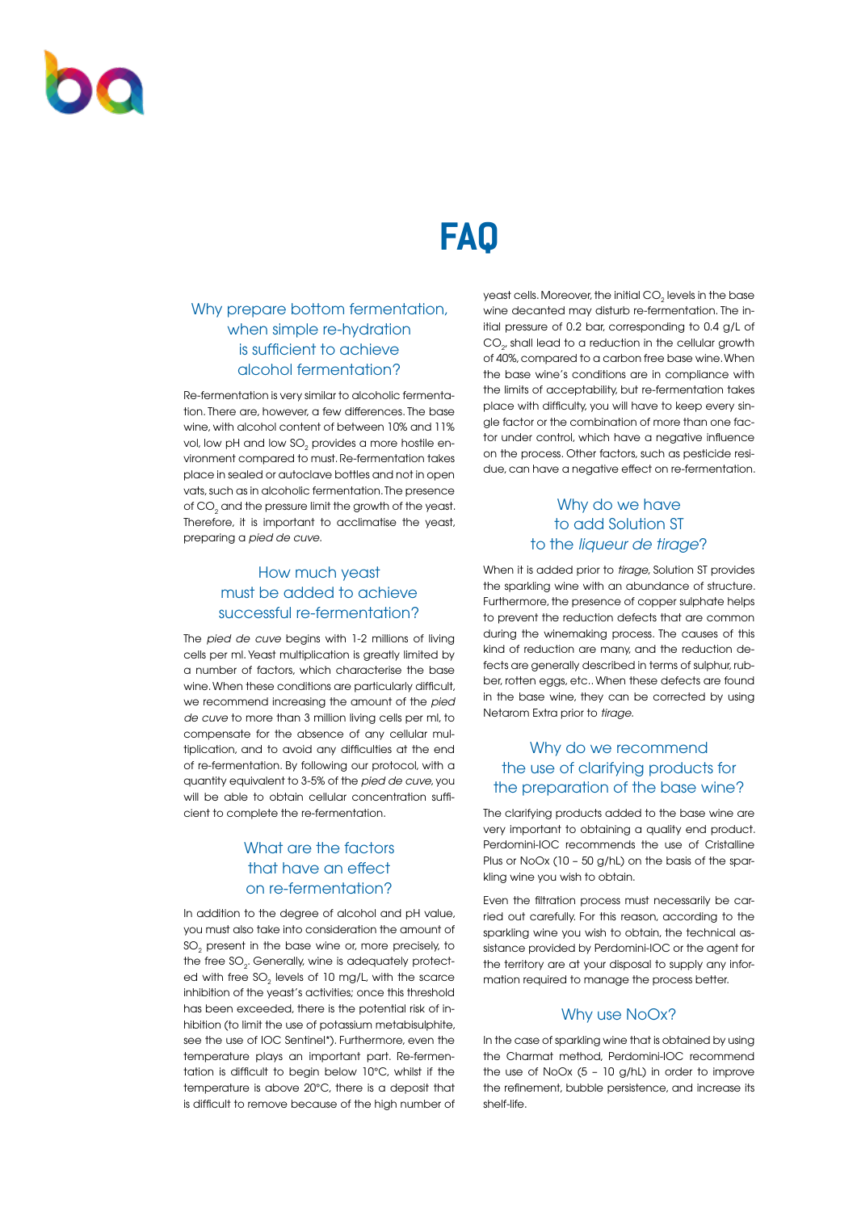# FAQ

## Why prepare bottom fermentation, when simple re-hydration is sufficient to achieve alcohol fermentation?

Re-fermentation is very similar to alcoholic fermentation. There are, however, a few differences. The base wine, with alcohol content of between 10% and 11% vol, low pH and low $SO_2$ provides a more hostile environment compared to must. Re-fermentation takes place in sealed or autoclave bottles and not in open vats, such as in alcoholic fermentation. The presence of $CO_2$ and the pressure limit the growth of the yeast. Therefore, it is important to acclimatise the yeast, preparing a *pied de cuve*.

## How much yeast must be added to achieve successful re-fermentation?

The *pied de cuve* begins with 1-2 millions of living cells per ml. Yeast multiplication is greatly limited by a number of factors, which characterise the base wine. When these conditions are particularly difficult, we recommend increasing the amount of the *pied de cuve* to more than 3 million living cells per ml, to compensate for the absence of any cellular multiplication, and to avoid any difficulties at the end of re-fermentation. By following our protocol, with a quantity equivalent to 3-5% of the *pied de cuve*, you will be able to obtain cellular concentration sufficient to complete the re-fermentation.

## What are the factors that have an effect on re-fermentation?

In addition to the degree of alcohol and pH value, you must also take into consideration the amount of $SO_2$ present in the base wine or, more precisely, to the free $SO_2$. Generally, wine is adequately protected with free $SO_2$ levels of 10 mg/L, with the scarce inhibition of the yeast's activities; once this threshold has been exceeded, there is the potential risk of inhibition (to limit the use of potassium metabisulphite, see the use of IOC Sentinel*). Furthermore, even the temperature plays an important part. Re-fermentation is difficult to begin below 10°C, whilst if the temperature is above 20°C, there is a deposit that is difficult to remove because of the high number of yeast cells. Moreover, the initial $CO_2$ levels in the base wine decanted may disturb re-fermentation. The initial pressure of 0.2 bar, corresponding to 0.4 g/L of $CO_2$, shall lead to a reduction in the cellular growth of 40%, compared to a carbon free base wine. When the base wine's conditions are in compliance with the limits of acceptability, but re-fermentation takes place with difficulty, you will have to keep every single factor or the combination of more than one factor under control, which have a negative influence on the process. Other factors, such as pesticide residue, can have a negative effect on re-fermentation.

## Why do we have to add Solution ST to the *liqueur de tirage*?

When it is added prior to *tirage*, Solution ST provides the sparkling wine with an abundance of structure. Furthermore, the presence of copper sulphate helps to prevent the reduction defects that are common during the winemaking process. The causes of this kind of reduction are many, and the reduction defects are generally described in terms of sulphur, rubber, rotten eggs, etc.. When these defects are found in the base wine, they can be corrected by using Netarom Extra prior to *tirage*.

## Why do we recommend the use of clarifying products for the preparation of the base wine?

The clarifying products added to the base wine are very important to obtaining a quality end product. Perdomini-IOC recommends the use of Cristalline Plus or NoOx (10 – 50 g/hL) on the basis of the sparkling wine you wish to obtain.

Even the filtration process must necessarily be carried out carefully. For this reason, according to the sparkling wine you wish to obtain, the technical assistance provided by Perdomini-IOC or the agent for the territory are at your disposal to supply any information required to manage the process better.

## Why use NoOx?

In the case of sparkling wine that is obtained by using the Charmat method, Perdomini-IOC recommend the use of NoOx (5 – 10 g/hL) in order to improve the refinement, bubble persistence, and increase its shelf-life.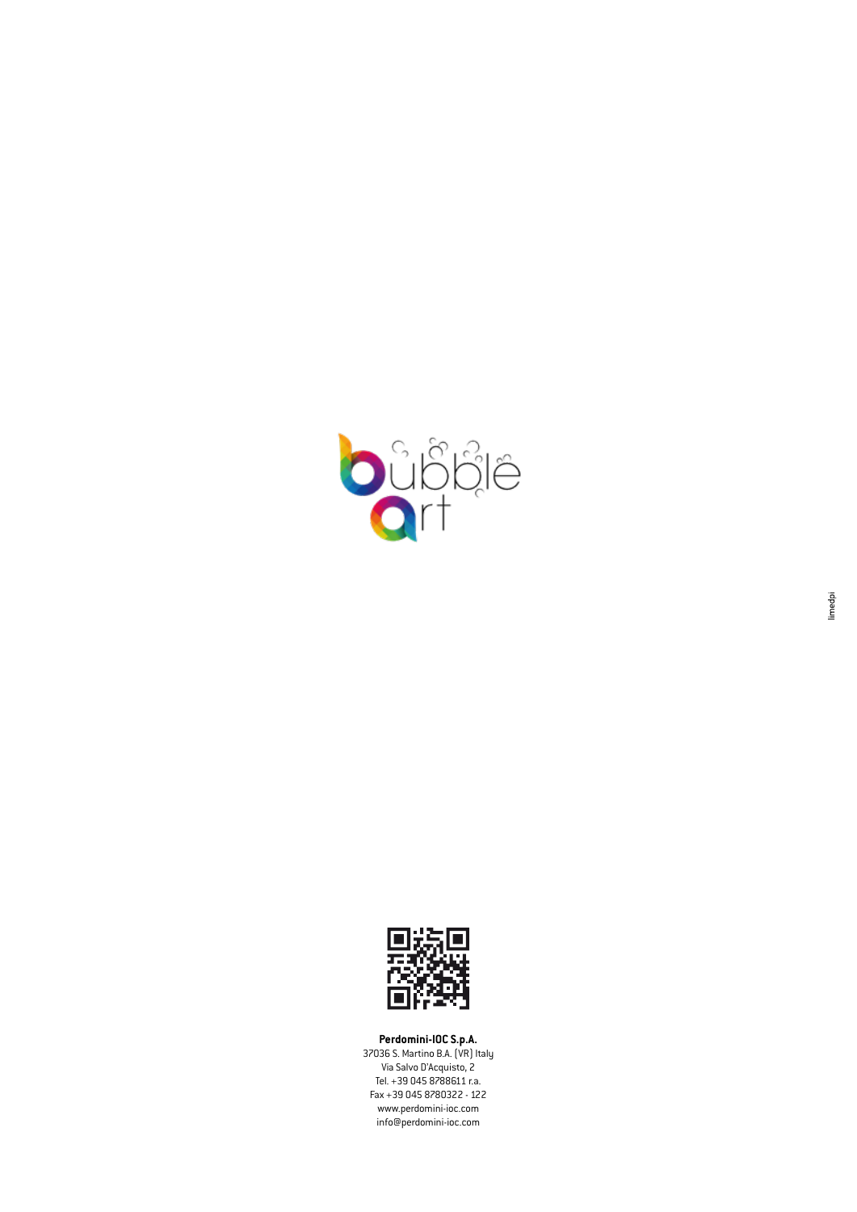bubble art

**Perdomini-IOC S.p.A.**
37036 S. Martino B.A. (VR) Italy
Via Salvo D'Acquisto, 2
Tel. +39 045 8788611 r.a.
Fax +39 045 8780322 - 122
www.perdomini-ioc.com
info@perdomini-ioc.com

limedpi